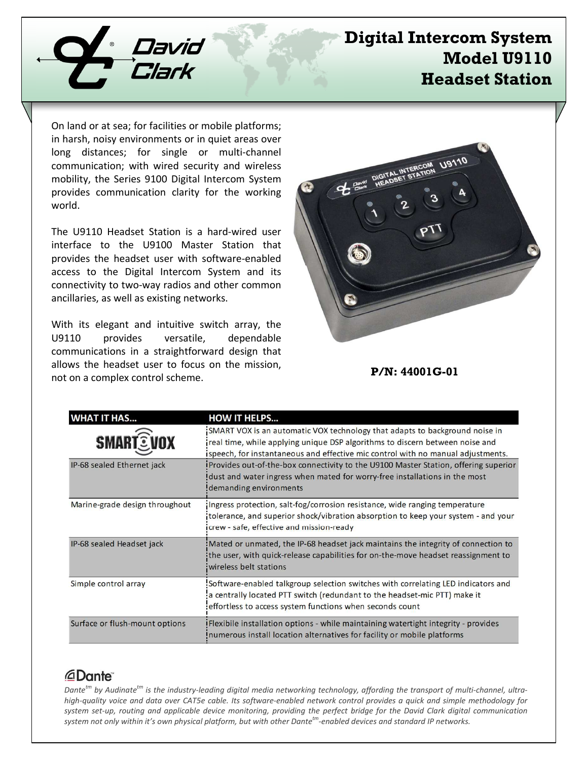# Digital Intercom System Model U9110 Headset Station

On land or at sea; for facilities or mobile platforms; in harsh, noisy environments or in quiet areas over long distances; for single or multi-channel communication; with wired security and wireless mobility, the Series 9100 Digital Intercom System provides communication clarity for the working world.

The U9110 Headset Station is a hard-wired user interface to the U9100 Master Station that provides the headset user with software-enabled access to the Digital Intercom System and its connectivity to two-way radios and other common ancillaries, as well as existing networks.

With its elegant and intuitive switch array, the U9110 provides versatile, dependable communications in a straightforward design that allows the headset user to focus on the mission, not on a complex control scheme.

**P/N: 44001G-01**

| WHAT IT HAS... | HOW IT HELPS... |
|---|---|
| SMART VOX | SMART VOX is an automatic VOX technology that adapts to background noise in real time, while applying unique DSP algorithms to discern between noise and speech, for instantaneous and effective mic control with no manual adjustments. |
| IP-68 sealed Ethernet jack | Provides out-of-the-box connectivity to the U9100 Master Station, offering superior dust and water ingress when mated for worry-free installations in the most demanding environments |
| Marine-grade design throughout | Ingress protection, salt-fog/corrosion resistance, wide ranging temperature tolerance, and superior shock/vibration absorption to keep your system - and your crew - safe, effective and mission-ready |
| IP-68 sealed Headset jack | Mated or unmated, the IP-68 headset jack maintains the integrity of connection to the user, with quick-release capabilities for on-the-move headset reassignment to wireless belt stations |
| Simple control array | Software-enabled talkgroup selection switches with correlating LED indicators and a centrally located PTT switch (redundant to the headset-mic PTT) make it effortless to access system functions when seconds count |
| Surface or flush-mount options | Flexibile installation options - while maintaining watertight integrity - provides numerous install location alternatives for facility or mobile platforms |

**Dante™**

*Dante™ by Audinate™ is the industry-leading digital media networking technology, affording the transport of multi-channel, ultra-high-quality voice and data over CAT5e cable. Its software-enabled network control provides a quick and simple methodology for system set-up, routing and applicable device monitoring, providing the perfect bridge for the David Clark digital communication system not only within it's own physical platform, but with other Dante™-enabled devices and standard IP networks.*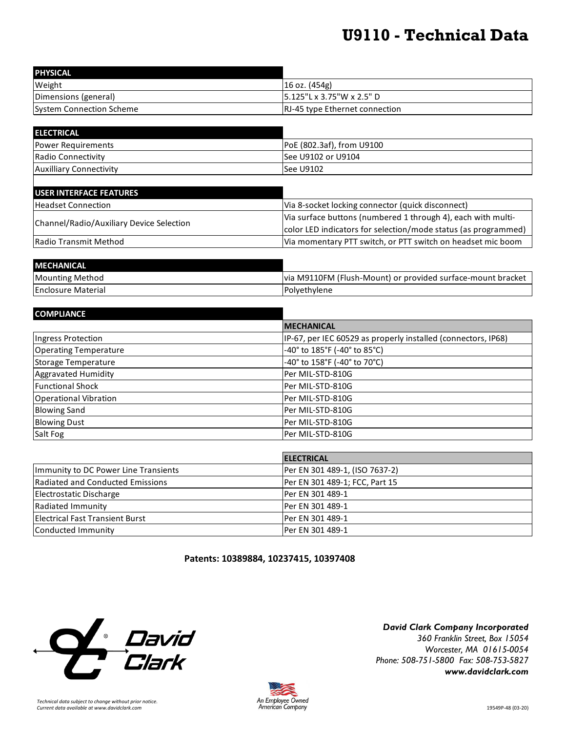# U9110 - Technical Data

| PHYSICAL | |
|---|---|
| Weight | 16 oz. (454g) |
| Dimensions (general) | 5.125"L x 3.75"W x 2.5" D |
| System Connection Scheme | RJ-45 type Ethernet connection |

| ELECTRICAL | |
|---|---|
| Power Requirements | PoE (802.3af), from U9100 |
| Radio Connectivity | See U9102 or U9104 |
| Auxilliary Connectivity | See U9102 |

| USER INTERFACE FEATURES | |
|---|---|
| Headset Connection | Via 8-socket locking connector (quick disconnect) |
| Channel/Radio/Auxiliary Device Selection | Via surface buttons (numbered 1 through 4), each with multi-color LED indicators for selection/mode status (as programmed) |
| Radio Transmit Method | Via momentary PTT switch, or PTT switch on headset mic boom |

| MECHANICAL | |
|---|---|
| Mounting Method | via M9110FM (Flush-Mount) or provided surface-mount bracket |
| Enclosure Material | Polyethylene |

| COMPLIANCE | |
|---|---|
| | **MECHANICAL** |
| Ingress Protection | IP-67, per IEC 60529 as properly installed (connectors, IP68) |
| Operating Temperature | -40° to 185°F (-40° to 85°C) |
| Storage Temperature | -40° to 158°F (-40° to 70°C) |
| Aggravated Humidity | Per MIL-STD-810G |
| Functional Shock | Per MIL-STD-810G |
| Operational Vibration | Per MIL-STD-810G |
| Blowing Sand | Per MIL-STD-810G |
| Blowing Dust | Per MIL-STD-810G |
| Salt Fog | Per MIL-STD-810G |

| | ELECTRICAL |
|---|---|
| Immunity to DC Power Line Transients | Per EN 301 489-1, (ISO 7637-2) |
| Radiated and Conducted Emissions | Per EN 301 489-1; FCC, Part 15 |
| Electrostatic Discharge | Per EN 301 489-1 |
| Radiated Immunity | Per EN 301 489-1 |
| Electrical Fast Transient Burst | Per EN 301 489-1 |
| Conducted Immunity | Per EN 301 489-1 |

**Patents: 10389884, 10237415, 10397408**

***David Clark Company Incorporated***
*360 Franklin Street, Box 15054*
*Worcester, MA 01615-0054*
*Phone: 508-751-5800 Fax: 508-753-5827*
***www.davidclark.com***

*Technical data subject to change without prior notice.*
*Current data available at www.davidclark.com*

An Employee Owned American Company

19549P-48 (03-20)